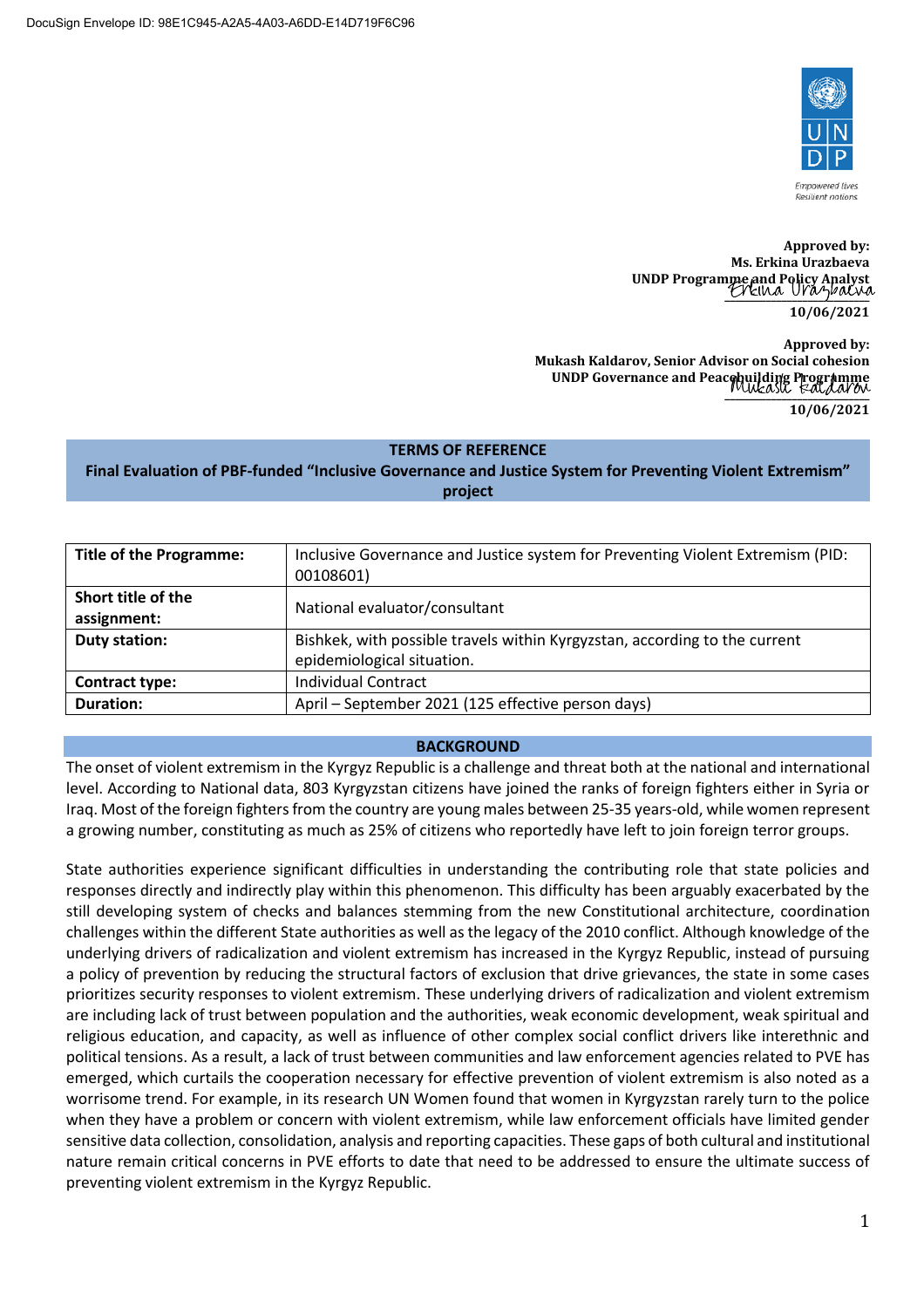DocuSign Envelope ID: 98E1C945-A2A5-4A03-A6DD-E14D719F6C96

Empowered lives
Resilient nations

**Approved by:**
**Ms. Erkina Urazbaeva**
**UNDP Programme and Policy Analyst**
Erkina Urazbaeva
**10/06/2021**

**Approved by:**
**Mukash Kaldarov, Senior Advisor on Social cohesion**
**UNDP Governance and Peacebuilding Programme**
Mukash Kaldarov
**10/06/2021**

# TERMS OF REFERENCE

## Final Evaluation of PBF-funded "Inclusive Governance and Justice System for Preventing Violent Extremism" project

| | |
|---|---|
| **Title of the Programme:** | Inclusive Governance and Justice system for Preventing Violent Extremism (PID: 00108601) |
| **Short title of the assignment:** | National evaluator/consultant |
| **Duty station:** | Bishkek, with possible travels within Kyrgyzstan, according to the current epidemiological situation. |
| **Contract type:** | Individual Contract |
| **Duration:** | April – September 2021 (125 effective person days) |

## BACKGROUND

The onset of violent extremism in the Kyrgyz Republic is a challenge and threat both at the national and international level. According to National data, 803 Kyrgyzstan citizens have joined the ranks of foreign fighters either in Syria or Iraq. Most of the foreign fighters from the country are young males between 25-35 years-old, while women represent a growing number, constituting as much as 25% of citizens who reportedly have left to join foreign terror groups.

State authorities experience significant difficulties in understanding the contributing role that state policies and responses directly and indirectly play within this phenomenon. This difficulty has been arguably exacerbated by the still developing system of checks and balances stemming from the new Constitutional architecture, coordination challenges within the different State authorities as well as the legacy of the 2010 conflict. Although knowledge of the underlying drivers of radicalization and violent extremism has increased in the Kyrgyz Republic, instead of pursuing a policy of prevention by reducing the structural factors of exclusion that drive grievances, the state in some cases prioritizes security responses to violent extremism. These underlying drivers of radicalization and violent extremism are including lack of trust between population and the authorities, weak economic development, weak spiritual and religious education, and capacity, as well as influence of other complex social conflict drivers like interethnic and political tensions. As a result, a lack of trust between communities and law enforcement agencies related to PVE has emerged, which curtails the cooperation necessary for effective prevention of violent extremism is also noted as a worrisome trend. For example, in its research UN Women found that women in Kyrgyzstan rarely turn to the police when they have a problem or concern with violent extremism, while law enforcement officials have limited gender sensitive data collection, consolidation, analysis and reporting capacities. These gaps of both cultural and institutional nature remain critical concerns in PVE efforts to date that need to be addressed to ensure the ultimate success of preventing violent extremism in the Kyrgyz Republic.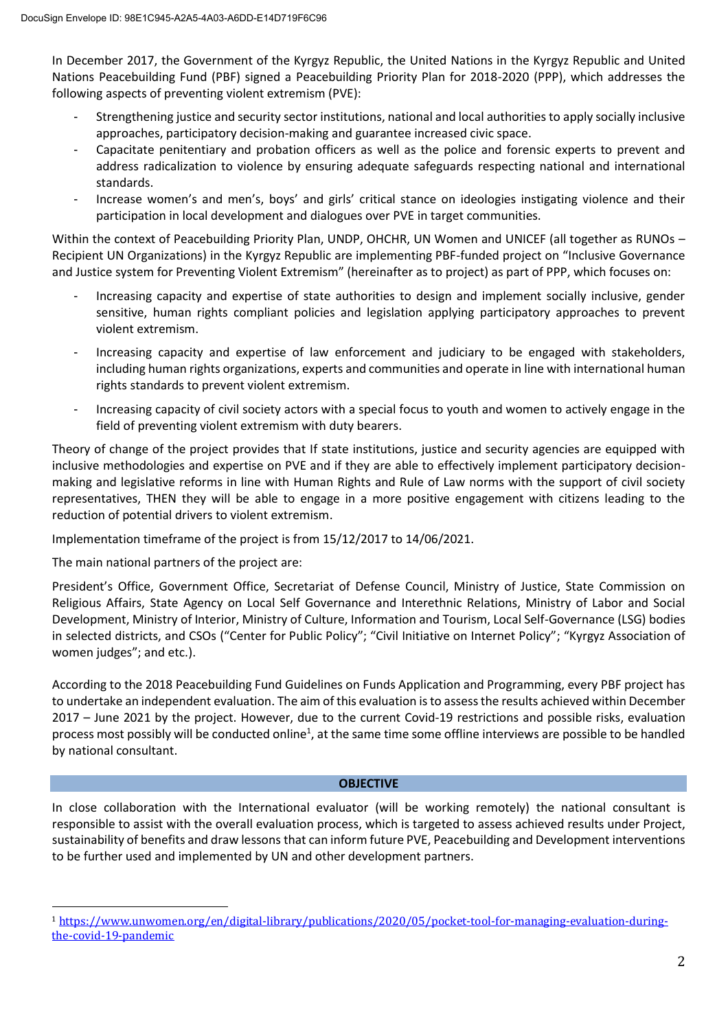In December 2017, the Government of the Kyrgyz Republic, the United Nations in the Kyrgyz Republic and United Nations Peacebuilding Fund (PBF) signed a Peacebuilding Priority Plan for 2018-2020 (PPP), which addresses the following aspects of preventing violent extremism (PVE):

- Strengthening justice and security sector institutions, national and local authorities to apply socially inclusive approaches, participatory decision-making and guarantee increased civic space.
- Capacitate penitentiary and probation officers as well as the police and forensic experts to prevent and address radicalization to violence by ensuring adequate safeguards respecting national and international standards.
- Increase women's and men's, boys' and girls' critical stance on ideologies instigating violence and their participation in local development and dialogues over PVE in target communities.

Within the context of Peacebuilding Priority Plan, UNDP, OHCHR, UN Women and UNICEF (all together as RUNOs – Recipient UN Organizations) in the Kyrgyz Republic are implementing PBF-funded project on "Inclusive Governance and Justice system for Preventing Violent Extremism" (hereinafter as to project) as part of PPP, which focuses on:

- Increasing capacity and expertise of state authorities to design and implement socially inclusive, gender sensitive, human rights compliant policies and legislation applying participatory approaches to prevent violent extremism.
- Increasing capacity and expertise of law enforcement and judiciary to be engaged with stakeholders, including human rights organizations, experts and communities and operate in line with international human rights standards to prevent violent extremism.
- Increasing capacity of civil society actors with a special focus to youth and women to actively engage in the field of preventing violent extremism with duty bearers.

Theory of change of the project provides that If state institutions, justice and security agencies are equipped with inclusive methodologies and expertise on PVE and if they are able to effectively implement participatory decision-making and legislative reforms in line with Human Rights and Rule of Law norms with the support of civil society representatives, THEN they will be able to engage in a more positive engagement with citizens leading to the reduction of potential drivers to violent extremism.

Implementation timeframe of the project is from 15/12/2017 to 14/06/2021.

The main national partners of the project are:

President's Office, Government Office, Secretariat of Defense Council, Ministry of Justice, State Commission on Religious Affairs, State Agency on Local Self Governance and Interethnic Relations, Ministry of Labor and Social Development, Ministry of Interior, Ministry of Culture, Information and Tourism, Local Self-Governance (LSG) bodies in selected districts, and CSOs ("Center for Public Policy"; "Civil Initiative on Internet Policy"; "Kyrgyz Association of women judges"; and etc.).

According to the 2018 Peacebuilding Fund Guidelines on Funds Application and Programming, every PBF project has to undertake an independent evaluation. The aim of this evaluation is to assess the results achieved within December 2017 – June 2021 by the project. However, due to the current Covid-19 restrictions and possible risks, evaluation process most possibly will be conducted online[1], at the same time some offline interviews are possible to be handled by national consultant.

## OBJECTIVE

In close collaboration with the International evaluator (will be working remotely) the national consultant is responsible to assist with the overall evaluation process, which is targeted to assess achieved results under Project, sustainability of benefits and draw lessons that can inform future PVE, Peacebuilding and Development interventions to be further used and implemented by UN and other development partners.

---

[1] https://www.unwomen.org/en/digital-library/publications/2020/05/pocket-tool-for-managing-evaluation-during-the-covid-19-pandemic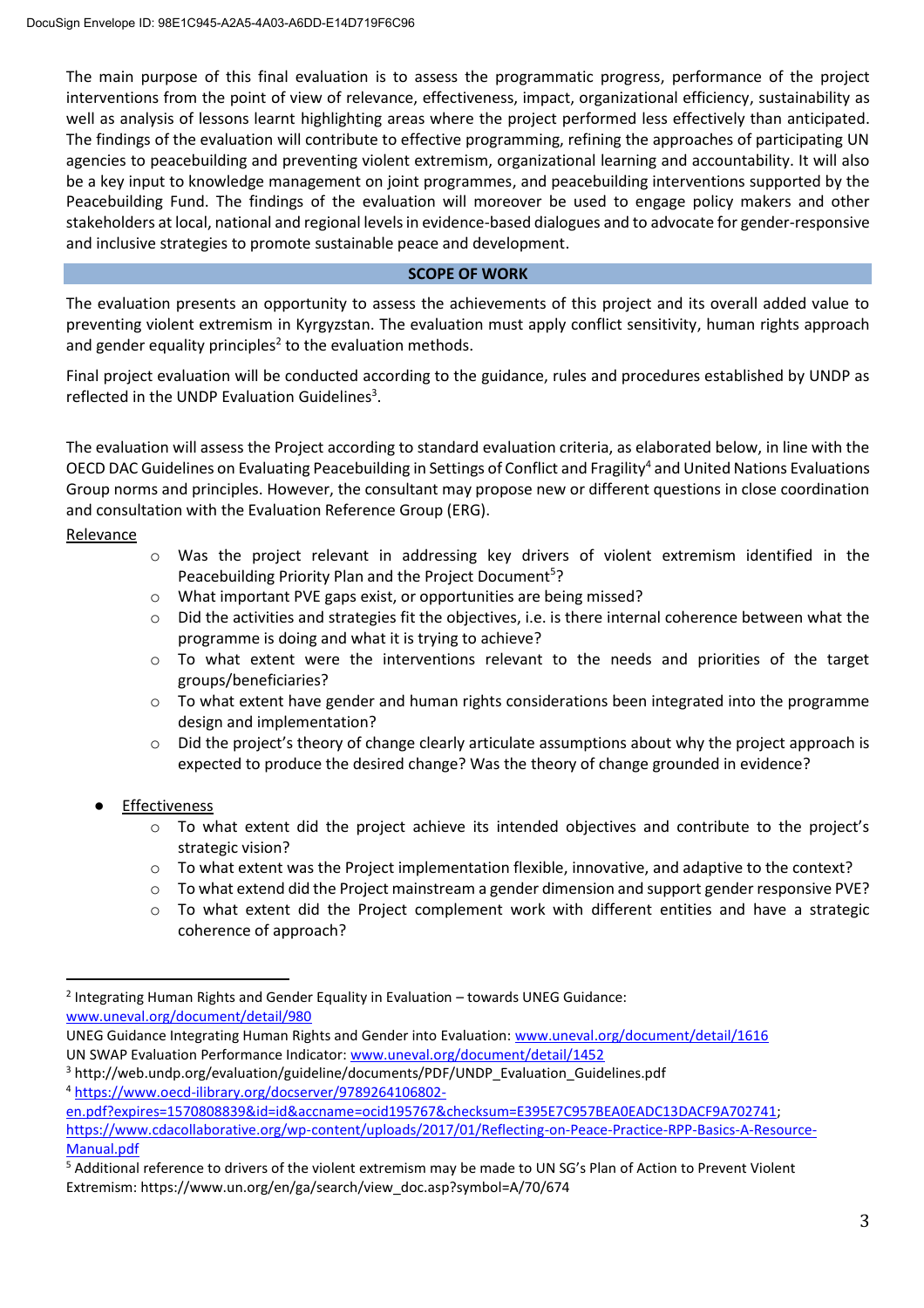The main purpose of this final evaluation is to assess the programmatic progress, performance of the project interventions from the point of view of relevance, effectiveness, impact, organizational efficiency, sustainability as well as analysis of lessons learnt highlighting areas where the project performed less effectively than anticipated. The findings of the evaluation will contribute to effective programming, refining the approaches of participating UN agencies to peacebuilding and preventing violent extremism, organizational learning and accountability. It will also be a key input to knowledge management on joint programmes, and peacebuilding interventions supported by the Peacebuilding Fund. The findings of the evaluation will moreover be used to engage policy makers and other stakeholders at local, national and regional levels in evidence-based dialogues and to advocate for gender-responsive and inclusive strategies to promote sustainable peace and development.

## SCOPE OF WORK

The evaluation presents an opportunity to assess the achievements of this project and its overall added value to preventing violent extremism in Kyrgyzstan. The evaluation must apply conflict sensitivity, human rights approach and gender equality principles[2] to the evaluation methods.

Final project evaluation will be conducted according to the guidance, rules and procedures established by UNDP as reflected in the UNDP Evaluation Guidelines[3].

The evaluation will assess the Project according to standard evaluation criteria, as elaborated below, in line with the OECD DAC Guidelines on Evaluating Peacebuilding in Settings of Conflict and Fragility[4] and United Nations Evaluations Group norms and principles. However, the consultant may propose new or different questions in close coordination and consultation with the Evaluation Reference Group (ERG).

Relevance

- Was the project relevant in addressing key drivers of violent extremism identified in the Peacebuilding Priority Plan and the Project Document[5]?
- What important PVE gaps exist, or opportunities are being missed?
- Did the activities and strategies fit the objectives, i.e. is there internal coherence between what the programme is doing and what it is trying to achieve?
- To what extent were the interventions relevant to the needs and priorities of the target groups/beneficiaries?
- To what extent have gender and human rights considerations been integrated into the programme design and implementation?
- Did the project's theory of change clearly articulate assumptions about why the project approach is expected to produce the desired change? Was the theory of change grounded in evidence?

- Effectiveness
  - To what extent did the project achieve its intended objectives and contribute to the project's strategic vision?
  - To what extent was the Project implementation flexible, innovative, and adaptive to the context?
  - To what extend did the Project mainstream a gender dimension and support gender responsive PVE?
  - To what extent did the Project complement work with different entities and have a strategic coherence of approach?

---

[2] Integrating Human Rights and Gender Equality in Evaluation – towards UNEG Guidance: www.uneval.org/document/detail/980
UNEG Guidance Integrating Human Rights and Gender into Evaluation: www.uneval.org/document/detail/1616
UN SWAP Evaluation Performance Indicator: www.uneval.org/document/detail/1452

[3] http://web.undp.org/evaluation/guideline/documents/PDF/UNDP_Evaluation_Guidelines.pdf

[4] https://www.oecd-ilibrary.org/docserver/9789264106802-en.pdf?expires=1570808839&id=id&accname=ocid195767&checksum=E395E7C957BEA0EADC13DACF9A702741; https://www.cdacollaborative.org/wp-content/uploads/2017/01/Reflecting-on-Peace-Practice-RPP-Basics-A-Resource-Manual.pdf

[5] Additional reference to drivers of the violent extremism may be made to UN SG's Plan of Action to Prevent Violent Extremism: https://www.un.org/en/ga/search/view_doc.asp?symbol=A/70/674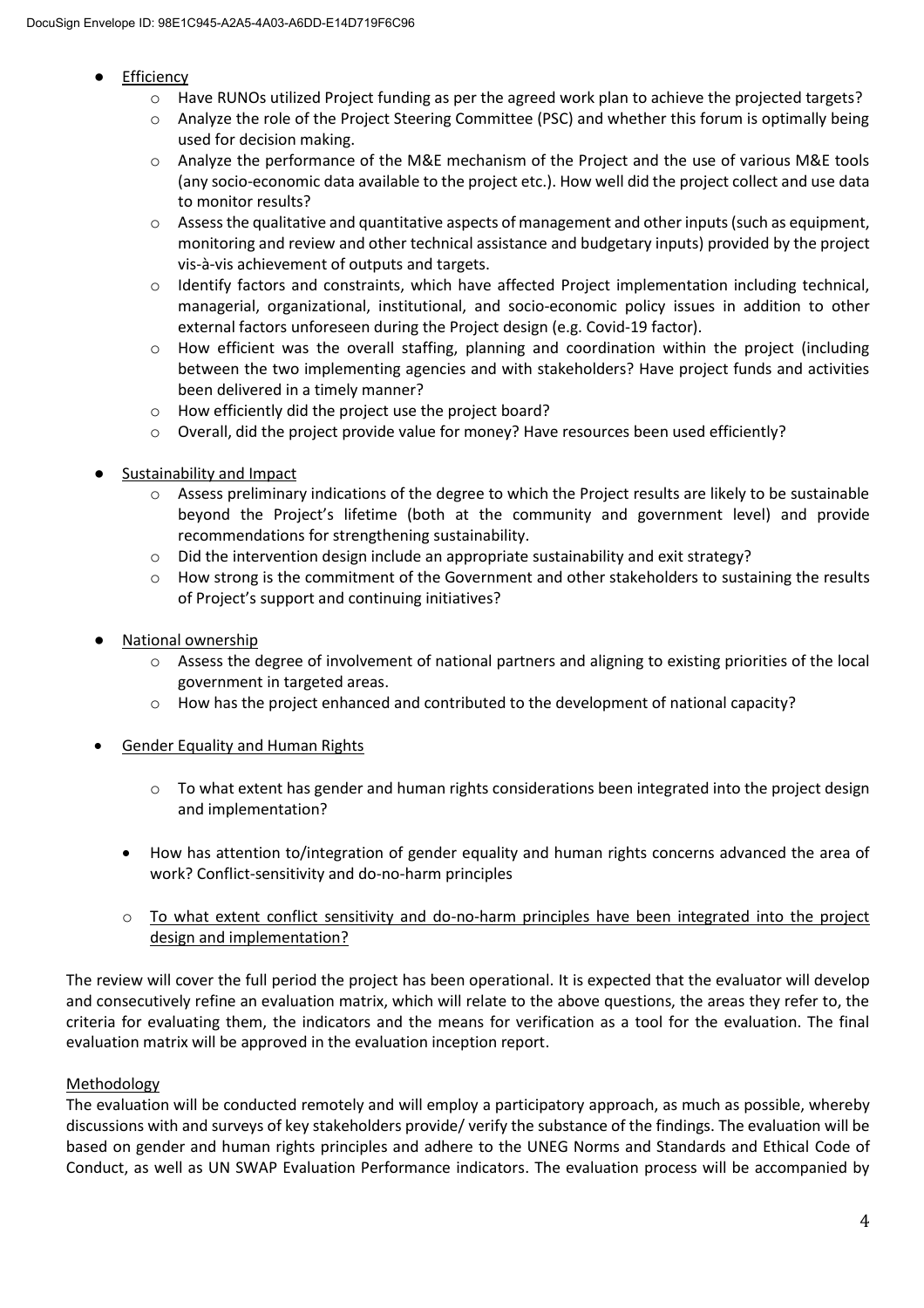- <u>Efficiency</u>
    - Have RUNOs utilized Project funding as per the agreed work plan to achieve the projected targets?
    - Analyze the role of the Project Steering Committee (PSC) and whether this forum is optimally being used for decision making.
    - Analyze the performance of the M&E mechanism of the Project and the use of various M&E tools (any socio-economic data available to the project etc.). How well did the project collect and use data to monitor results?
    - Assess the qualitative and quantitative aspects of management and other inputs (such as equipment, monitoring and review and other technical assistance and budgetary inputs) provided by the project vis-à-vis achievement of outputs and targets.
    - Identify factors and constraints, which have affected Project implementation including technical, managerial, organizational, institutional, and socio-economic policy issues in addition to other external factors unforeseen during the Project design (e.g. Covid-19 factor).
    - How efficient was the overall staffing, planning and coordination within the project (including between the two implementing agencies and with stakeholders? Have project funds and activities been delivered in a timely manner?
    - How efficiently did the project use the project board?
    - Overall, did the project provide value for money? Have resources been used efficiently?

- <u>Sustainability and Impact</u>
    - Assess preliminary indications of the degree to which the Project results are likely to be sustainable beyond the Project's lifetime (both at the community and government level) and provide recommendations for strengthening sustainability.
    - Did the intervention design include an appropriate sustainability and exit strategy?
    - How strong is the commitment of the Government and other stakeholders to sustaining the results of Project's support and continuing initiatives?

- <u>National ownership</u>
    - Assess the degree of involvement of national partners and aligning to existing priorities of the local government in targeted areas.
    - How has the project enhanced and contributed to the development of national capacity?

- <u>Gender Equality and Human Rights</u>
    - To what extent has gender and human rights considerations been integrated into the project design and implementation?

- How has attention to/integration of gender equality and human rights concerns advanced the area of work? Conflict-sensitivity and do-no-harm principles
    - <u>To what extent conflict sensitivity and do-no-harm principles have been integrated into the project design and implementation?</u>

The review will cover the full period the project has been operational. It is expected that the evaluator will develop and consecutively refine an evaluation matrix, which will relate to the above questions, the areas they refer to, the criteria for evaluating them, the indicators and the means for verification as a tool for the evaluation. The final evaluation matrix will be approved in the evaluation inception report.

<u>Methodology</u>

The evaluation will be conducted remotely and will employ a participatory approach, as much as possible, whereby discussions with and surveys of key stakeholders provide/ verify the substance of the findings. The evaluation will be based on gender and human rights principles and adhere to the UNEG Norms and Standards and Ethical Code of Conduct, as well as UN SWAP Evaluation Performance indicators. The evaluation process will be accompanied by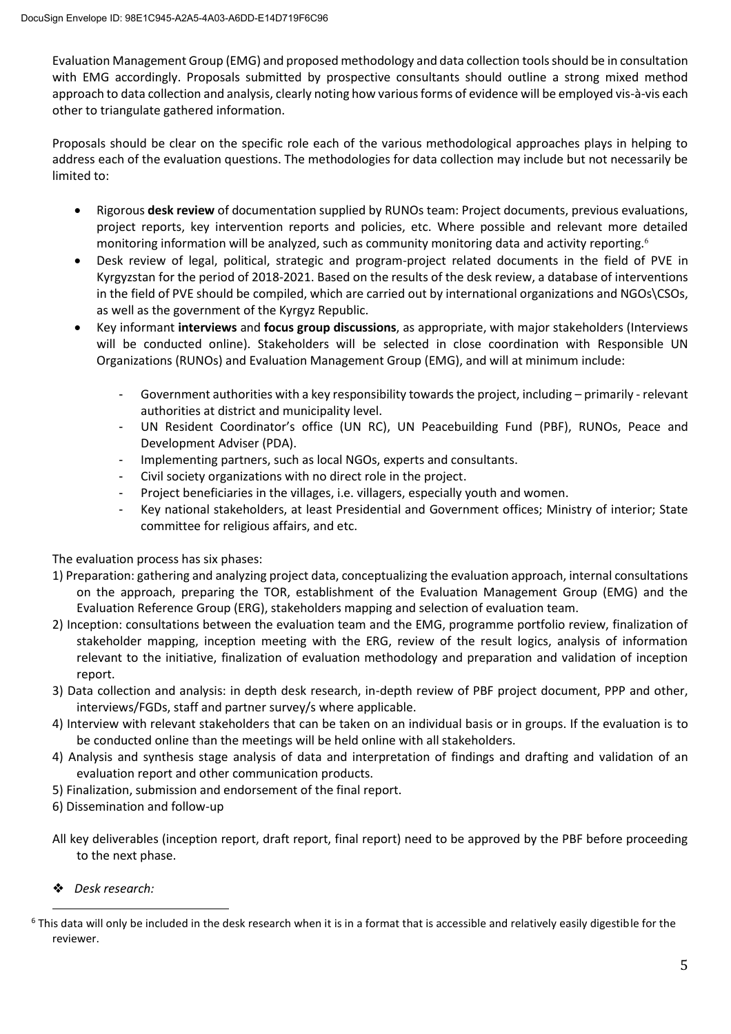Evaluation Management Group (EMG) and proposed methodology and data collection tools should be in consultation with EMG accordingly. Proposals submitted by prospective consultants should outline a strong mixed method approach to data collection and analysis, clearly noting how various forms of evidence will be employed vis-à-vis each other to triangulate gathered information.

Proposals should be clear on the specific role each of the various methodological approaches plays in helping to address each of the evaluation questions. The methodologies for data collection may include but not necessarily be limited to:

- Rigorous **desk review** of documentation supplied by RUNOs team: Project documents, previous evaluations, project reports, key intervention reports and policies, etc. Where possible and relevant more detailed monitoring information will be analyzed, such as community monitoring data and activity reporting.[6]
- Desk review of legal, political, strategic and program-project related documents in the field of PVE in Kyrgyzstan for the period of 2018-2021. Based on the results of the desk review, a database of interventions in the field of PVE should be compiled, which are carried out by international organizations and NGOs\CSOs, as well as the government of the Kyrgyz Republic.
- Key informant **interviews** and **focus group discussions**, as appropriate, with major stakeholders (Interviews will be conducted online). Stakeholders will be selected in close coordination with Responsible UN Organizations (RUNOs) and Evaluation Management Group (EMG), and will at minimum include:
    - Government authorities with a key responsibility towards the project, including – primarily - relevant authorities at district and municipality level.
    - UN Resident Coordinator's office (UN RC), UN Peacebuilding Fund (PBF), RUNOs, Peace and Development Adviser (PDA).
    - Implementing partners, such as local NGOs, experts and consultants.
    - Civil society organizations with no direct role in the project.
    - Project beneficiaries in the villages, i.e. villagers, especially youth and women.
    - Key national stakeholders, at least Presidential and Government offices; Ministry of interior; State committee for religious affairs, and etc.

The evaluation process has six phases:

1) Preparation: gathering and analyzing project data, conceptualizing the evaluation approach, internal consultations on the approach, preparing the TOR, establishment of the Evaluation Management Group (EMG) and the Evaluation Reference Group (ERG), stakeholders mapping and selection of evaluation team.
2) Inception: consultations between the evaluation team and the EMG, programme portfolio review, finalization of stakeholder mapping, inception meeting with the ERG, review of the result logics, analysis of information relevant to the initiative, finalization of evaluation methodology and preparation and validation of inception report.
3) Data collection and analysis: in depth desk research, in-depth review of PBF project document, PPP and other, interviews/FGDs, staff and partner survey/s where applicable.
4) Interview with relevant stakeholders that can be taken on an individual basis or in groups. If the evaluation is to be conducted online than the meetings will be held online with all stakeholders.
4) Analysis and synthesis stage analysis of data and interpretation of findings and drafting and validation of an evaluation report and other communication products.
5) Finalization, submission and endorsement of the final report.
6) Dissemination and follow-up

All key deliverables (inception report, draft report, final report) need to be approved by the PBF before proceeding to the next phase.

❖ *Desk research:*

[6] This data will only be included in the desk research when it is in a format that is accessible and relatively easily digestible for the reviewer.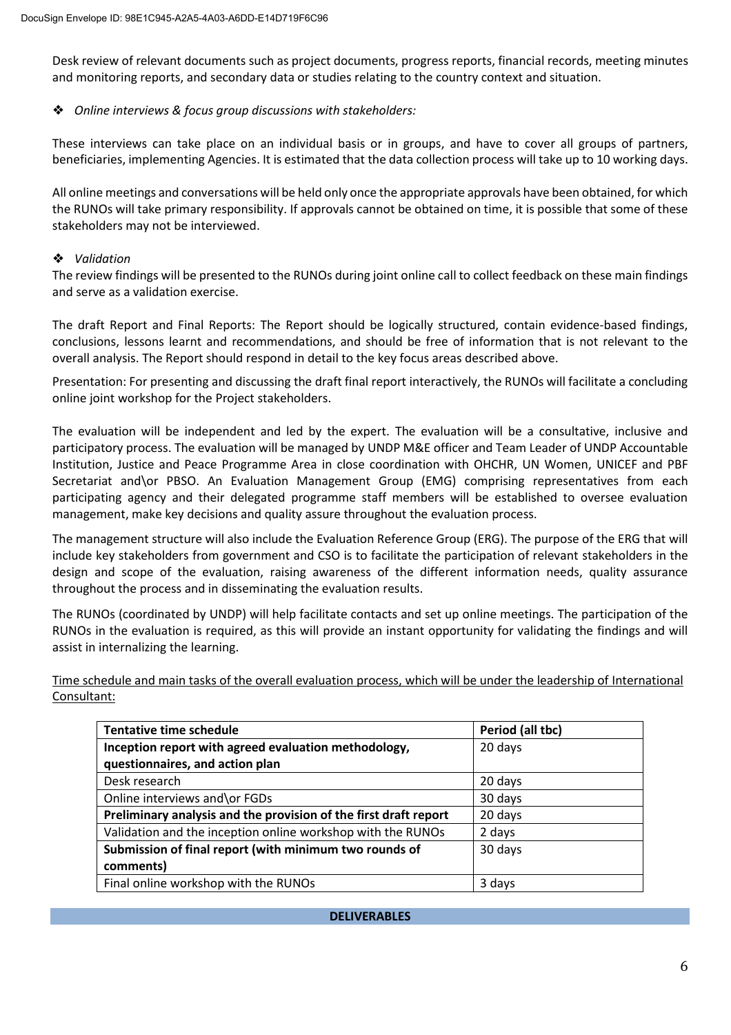Desk review of relevant documents such as project documents, progress reports, financial records, meeting minutes and monitoring reports, and secondary data or studies relating to the country context and situation.

❖ *Online interviews & focus group discussions with stakeholders:*

These interviews can take place on an individual basis or in groups, and have to cover all groups of partners, beneficiaries, implementing Agencies. It is estimated that the data collection process will take up to 10 working days.

All online meetings and conversations will be held only once the appropriate approvals have been obtained, for which the RUNOs will take primary responsibility. If approvals cannot be obtained on time, it is possible that some of these stakeholders may not be interviewed.

❖ *Validation*

The review findings will be presented to the RUNOs during joint online call to collect feedback on these main findings and serve as a validation exercise.

The draft Report and Final Reports: The Report should be logically structured, contain evidence-based findings, conclusions, lessons learnt and recommendations, and should be free of information that is not relevant to the overall analysis. The Report should respond in detail to the key focus areas described above.

Presentation: For presenting and discussing the draft final report interactively, the RUNOs will facilitate a concluding online joint workshop for the Project stakeholders.

The evaluation will be independent and led by the expert. The evaluation will be a consultative, inclusive and participatory process. The evaluation will be managed by UNDP M&E officer and Team Leader of UNDP Accountable Institution, Justice and Peace Programme Area in close coordination with OHCHR, UN Women, UNICEF and PBF Secretariat and\or PBSO. An Evaluation Management Group (EMG) comprising representatives from each participating agency and their delegated programme staff members will be established to oversee evaluation management, make key decisions and quality assure throughout the evaluation process.

The management structure will also include the Evaluation Reference Group (ERG). The purpose of the ERG that will include key stakeholders from government and CSO is to facilitate the participation of relevant stakeholders in the design and scope of the evaluation, raising awareness of the different information needs, quality assurance throughout the process and in disseminating the evaluation results.

The RUNOs (coordinated by UNDP) will help facilitate contacts and set up online meetings. The participation of the RUNOs in the evaluation is required, as this will provide an instant opportunity for validating the findings and will assist in internalizing the learning.

Time schedule and main tasks of the overall evaluation process, which will be under the leadership of International Consultant:

| **Tentative time schedule** | **Period (all tbc)** |
|---|---|
| **Inception report with agreed evaluation methodology, questionnaires, and action plan** | 20 days |
| Desk research | 20 days |
| Online interviews and\or FGDs | 30 days |
| **Preliminary analysis and the provision of the first draft report** | 20 days |
| Validation and the inception online workshop with the RUNOs | 2 days |
| **Submission of final report (with minimum two rounds of comments)** | 30 days |
| Final online workshop with the RUNOs | 3 days |

**DELIVERABLES**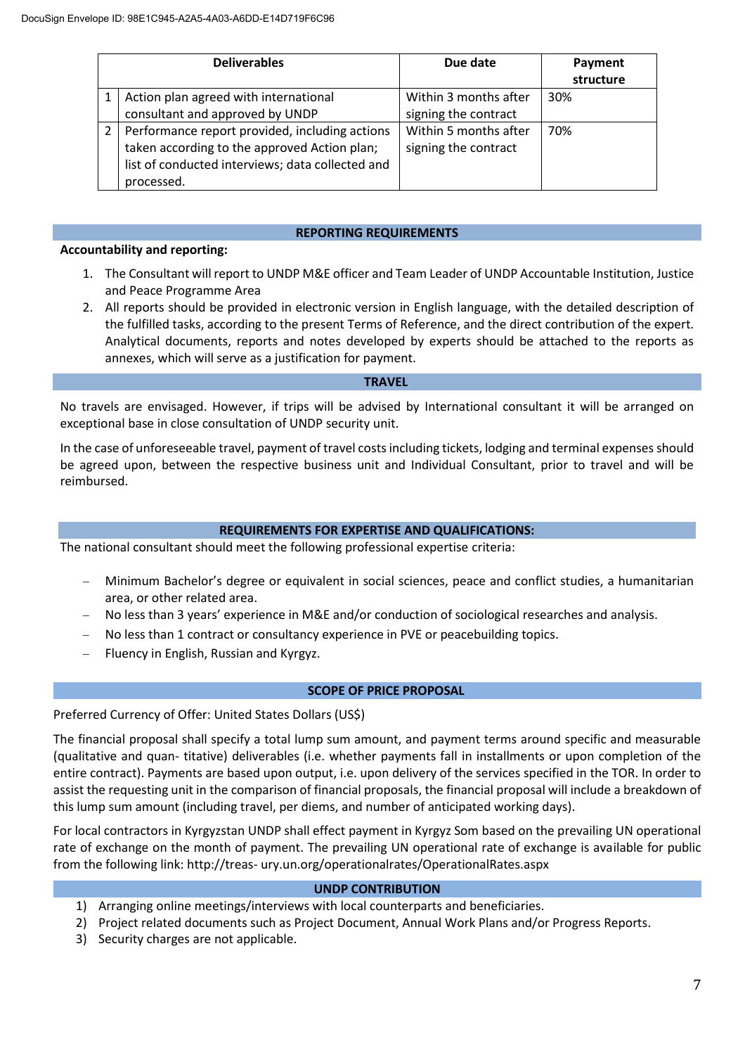| | Deliverables | Due date | Payment structure |
|---|---|---|---|
| 1 | Action plan agreed with international consultant and approved by UNDP | Within 3 months after signing the contract | 30% |
| 2 | Performance report provided, including actions taken according to the approved Action plan; list of conducted interviews; data collected and processed. | Within 5 months after signing the contract | 70% |

## REPORTING REQUIREMENTS

**Accountability and reporting:**

1. The Consultant will report to UNDP M&E officer and Team Leader of UNDP Accountable Institution, Justice and Peace Programme Area
2. All reports should be provided in electronic version in English language, with the detailed description of the fulfilled tasks, according to the present Terms of Reference, and the direct contribution of the expert. Analytical documents, reports and notes developed by experts should be attached to the reports as annexes, which will serve as a justification for payment.

## TRAVEL

No travels are envisaged. However, if trips will be advised by International consultant it will be arranged on exceptional base in close consultation of UNDP security unit.

In the case of unforeseeable travel, payment of travel costs including tickets, lodging and terminal expenses should be agreed upon, between the respective business unit and Individual Consultant, prior to travel and will be reimbursed.

## REQUIREMENTS FOR EXPERTISE AND QUALIFICATIONS:

The national consultant should meet the following professional expertise criteria:

- Minimum Bachelor's degree or equivalent in social sciences, peace and conflict studies, a humanitarian area, or other related area.
- No less than 3 years' experience in M&E and/or conduction of sociological researches and analysis.
- No less than 1 contract or consultancy experience in PVE or peacebuilding topics.
- Fluency in English, Russian and Kyrgyz.

## SCOPE OF PRICE PROPOSAL

Preferred Currency of Offer: United States Dollars (US$)

The financial proposal shall specify a total lump sum amount, and payment terms around specific and measurable (qualitative and quan- titative) deliverables (i.e. whether payments fall in installments or upon completion of the entire contract). Payments are based upon output, i.e. upon delivery of the services specified in the TOR. In order to assist the requesting unit in the comparison of financial proposals, the financial proposal will include a breakdown of this lump sum amount (including travel, per diems, and number of anticipated working days).

For local contractors in Kyrgyzstan UNDP shall effect payment in Kyrgyz Som based on the prevailing UN operational rate of exchange on the month of payment. The prevailing UN operational rate of exchange is available for public from the following link: http://treas- ury.un.org/operationalrates/OperationalRates.aspx

## UNDP CONTRIBUTION

1) Arranging online meetings/interviews with local counterparts and beneficiaries.
2) Project related documents such as Project Document, Annual Work Plans and/or Progress Reports.
3) Security charges are not applicable.